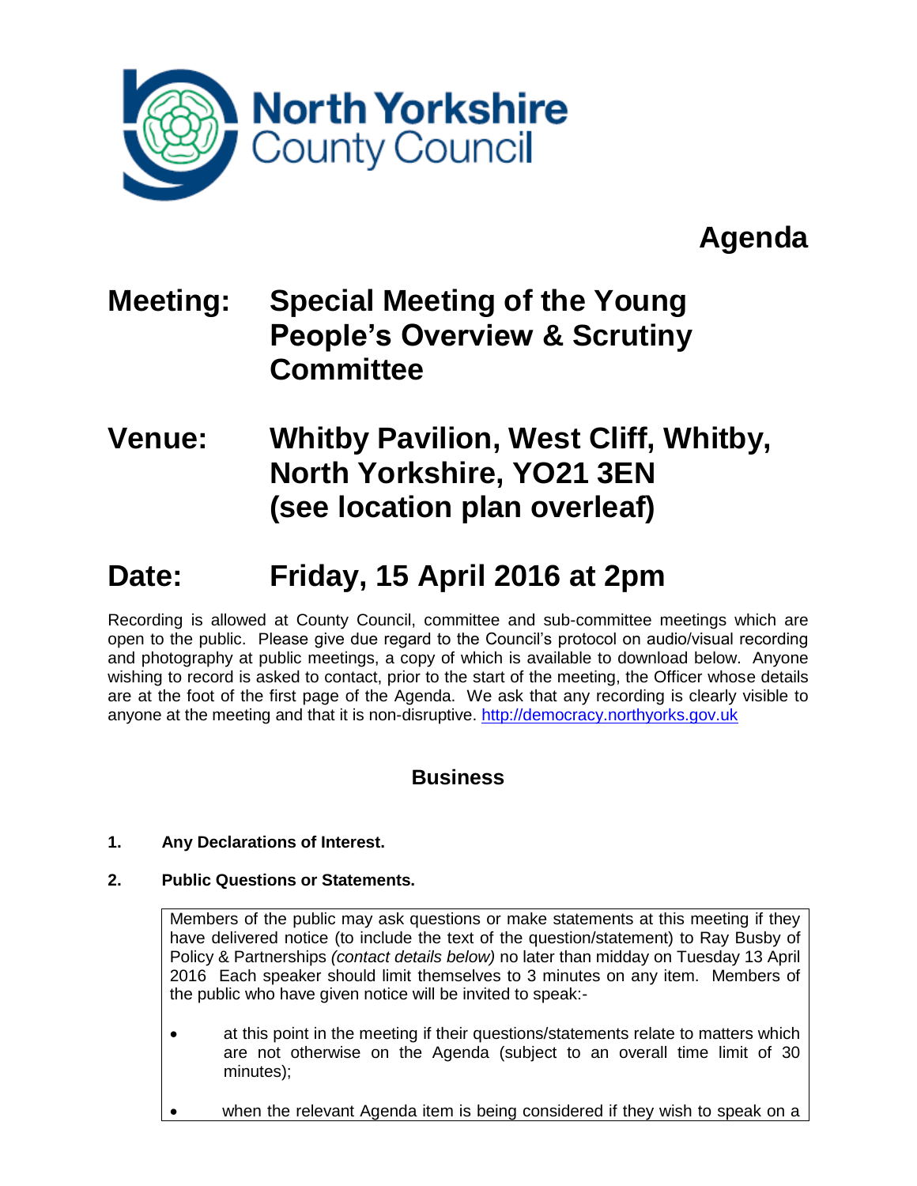North Yorkshire County Council

# Agenda

## Meeting: Special Meeting of the Young People's Overview & Scrutiny Committee

## Venue: Whitby Pavilion, West Cliff, Whitby, North Yorkshire, YO21 3EN (see location plan overleaf)

# Date: Friday, 15 April 2016 at 2pm

Recording is allowed at County Council, committee and sub-committee meetings which are open to the public. Please give due regard to the Council's protocol on audio/visual recording and photography at public meetings, a copy of which is available to download below. Anyone wishing to record is asked to contact, prior to the start of the meeting, the Officer whose details are at the foot of the first page of the Agenda. We ask that any recording is clearly visible to anyone at the meeting and that it is non-disruptive. http://democracy.northyorks.gov.uk

### Business

**1. Any Declarations of Interest.**

**2. Public Questions or Statements.**

Members of the public may ask questions or make statements at this meeting if they have delivered notice (to include the text of the question/statement) to Ray Busby of Policy & Partnerships *(contact details below)* no later than midday on Tuesday 13 April 2016 Each speaker should limit themselves to 3 minutes on any item. Members of the public who have given notice will be invited to speak:-

- at this point in the meeting if their questions/statements relate to matters which are not otherwise on the Agenda (subject to an overall time limit of 30 minutes);
- when the relevant Agenda item is being considered if they wish to speak on a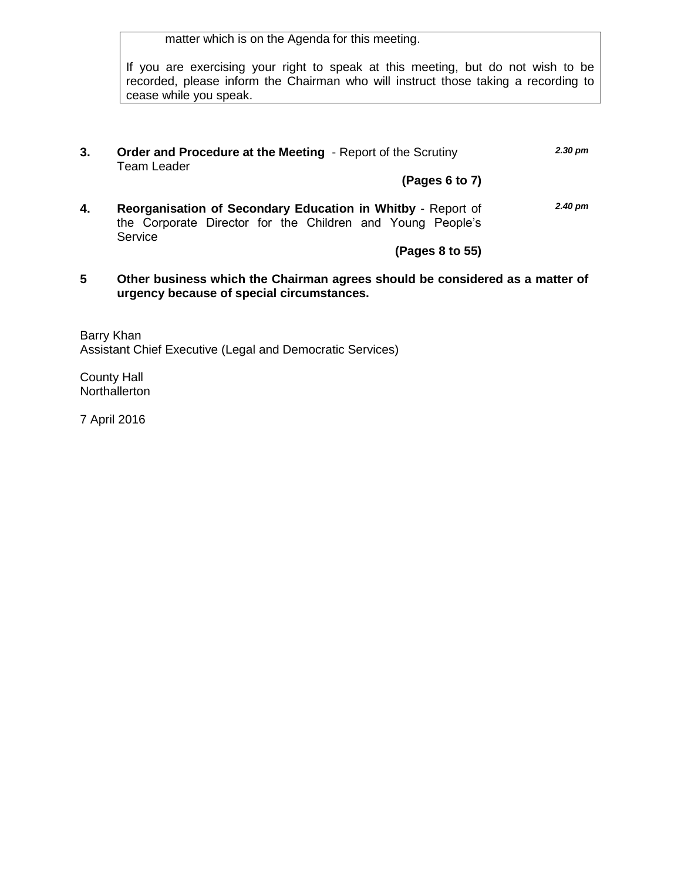matter which is on the Agenda for this meeting.

If you are exercising your right to speak at this meeting, but do not wish to be recorded, please inform the Chairman who will instruct those taking a recording to cease while you speak.

**3. Order and Procedure at the Meeting** - Report of the Scrutiny Team Leader ***2.30 pm***

**(Pages 6 to 7)**

**4. Reorganisation of Secondary Education in Whitby** - Report of the Corporate Director for the Children and Young People's Service ***2.40 pm***

**(Pages 8 to 55)**

**5 Other business which the Chairman agrees should be considered as a matter of urgency because of special circumstances.**

Barry Khan
Assistant Chief Executive (Legal and Democratic Services)

County Hall
Northallerton

7 April 2016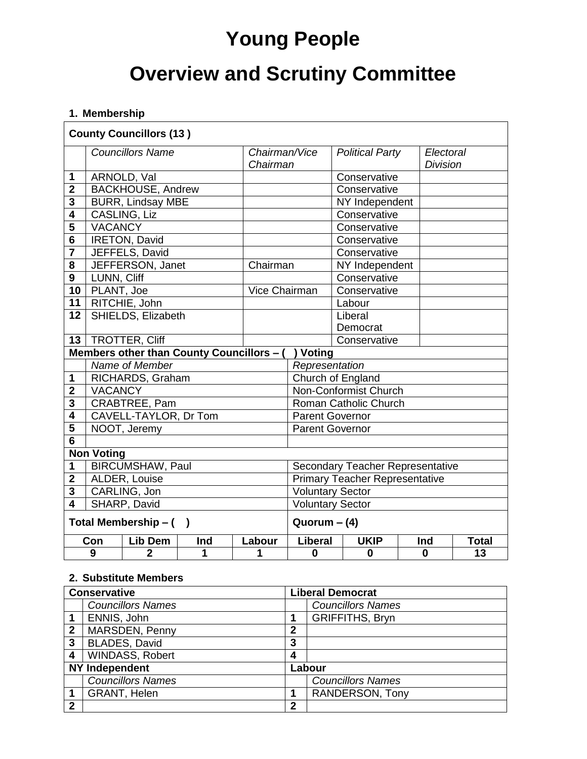# Young People

# Overview and Scrutiny Committee

**1. Membership**

| **County Councillors (13 )** | | | | |
|---|---|---|---|---|
| | *Councillors Name* | *Chairman/Vice Chairman* | *Political Party* | *Electoral Division* |
| **1** | ARNOLD, Val | | Conservative | |
| **2** | BACKHOUSE, Andrew | | Conservative | |
| **3** | BURR, Lindsay MBE | | NY Independent | |
| **4** | CASLING, Liz | | Conservative | |
| **5** | VACANCY | | Conservative | |
| **6** | IRETON, David | | Conservative | |
| **7** | JEFFELS, David | | Conservative | |
| **8** | JEFFERSON, Janet | Chairman | NY Independent | |
| **9** | LUNN, Cliff | | Conservative | |
| **10** | PLANT, Joe | Vice Chairman | Conservative | |
| **11** | RITCHIE, John | | Labour | |
| **12** | SHIELDS, Elizabeth | | Liberal Democrat | |
| **13** | TROTTER, Cliff | | Conservative | |

| **Members other than County Councillors – ( ) Voting** | | |
|---|---|---|
| | *Name of Member* | *Representation* |
| **1** | RICHARDS, Graham | Church of England |
| **2** | VACANCY | Non-Conformist Church |
| **3** | CRABTREE, Pam | Roman Catholic Church |
| **4** | CAVELL-TAYLOR, Dr Tom | Parent Governor |
| **5** | NOOT, Jeremy | Parent Governor |
| **6** | | |
| **Non Voting** | | |
| **1** | BIRCUMSHAW, Paul | Secondary Teacher Representative |
| **2** | ALDER, Louise | Primary Teacher Representative |
| **3** | CARLING, Jon | Voluntary Sector |
| **4** | SHARP, David | Voluntary Sector |
| **Total Membership – ( )** | | **Quorum – (4)** |

| Con | Lib Dem | Ind | Labour | Liberal | UKIP | Ind | Total |
|---|---|---|---|---|---|---|---|
| **9** | **2** | **1** | **1** | **0** | **0** | **0** | **13** |

**2. Substitute Members**

| **Conservative** | | **Liberal Democrat** | |
|---|---|---|---|
| | *Councillors Names* | | *Councillors Names* |
| **1** | ENNIS, John | **1** | GRIFFITHS, Bryn |
| **2** | MARSDEN, Penny | **2** | |
| **3** | BLADES, David | **3** | |
| **4** | WINDASS, Robert | **4** | |
| **NY Independent** | | **Labour** | |
| | *Councillors Names* | | *Councillors Names* |
| **1** | GRANT, Helen | **1** | RANDERSON, Tony |
| **2** | | **2** | |